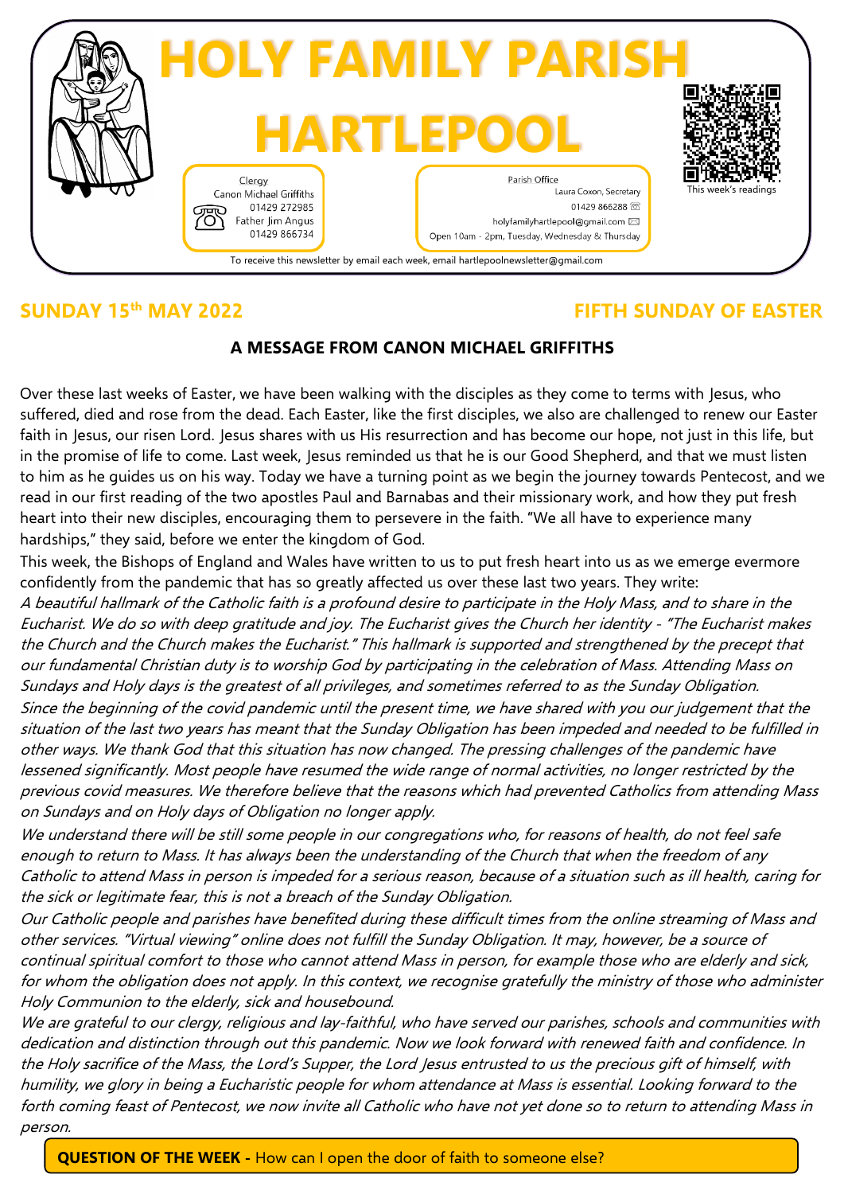# HOLY FAMILY PARISH HARTLEPOOL

Clergy
Canon Michael Griffiths
01429 272985
Father Jim Angus
01429 866734

Parish Office
Laura Coxon, Secretary
01429 866288
holyfamilyhartlepool@gmail.com
Open 10am - 2pm, Tuesday, Wednesday & Thursday

This week's readings

To receive this newsletter by email each week, email hartlepoolnewsletter@gmail.com

## SUNDAY 15th MAY 2022

## FIFTH SUNDAY OF EASTER

### A MESSAGE FROM CANON MICHAEL GRIFFITHS

Over these last weeks of Easter, we have been walking with the disciples as they come to terms with Jesus, who suffered, died and rose from the dead. Each Easter, like the first disciples, we also are challenged to renew our Easter faith in Jesus, our risen Lord. Jesus shares with us His resurrection and has become our hope, not just in this life, but in the promise of life to come. Last week, Jesus reminded us that he is our Good Shepherd, and that we must listen to him as he guides us on his way. Today we have a turning point as we begin the journey towards Pentecost, and we read in our first reading of the two apostles Paul and Barnabas and their missionary work, and how they put fresh heart into their new disciples, encouraging them to persevere in the faith. "We all have to experience many hardships," they said, before we enter the kingdom of God.

This week, the Bishops of England and Wales have written to us to put fresh heart into us as we emerge evermore confidently from the pandemic that has so greatly affected us over these last two years. They write:

*A beautiful hallmark of the Catholic faith is a profound desire to participate in the Holy Mass, and to share in the Eucharist. We do so with deep gratitude and joy. The Eucharist gives the Church her identity - "The Eucharist makes the Church and the Church makes the Eucharist." This hallmark is supported and strengthened by the precept that our fundamental Christian duty is to worship God by participating in the celebration of Mass. Attending Mass on Sundays and Holy days is the greatest of all privileges, and sometimes referred to as the Sunday Obligation.*

*Since the beginning of the covid pandemic until the present time, we have shared with you our judgement that the situation of the last two years has meant that the Sunday Obligation has been impeded and needed to be fulfilled in other ways. We thank God that this situation has now changed. The pressing challenges of the pandemic have lessened significantly. Most people have resumed the wide range of normal activities, no longer restricted by the previous covid measures. We therefore believe that the reasons which had prevented Catholics from attending Mass on Sundays and on Holy days of Obligation no longer apply.*

*We understand there will be still some people in our congregations who, for reasons of health, do not feel safe enough to return to Mass. It has always been the understanding of the Church that when the freedom of any Catholic to attend Mass in person is impeded for a serious reason, because of a situation such as ill health, caring for the sick or legitimate fear, this is not a breach of the Sunday Obligation.*

*Our Catholic people and parishes have benefited during these difficult times from the online streaming of Mass and other services. "Virtual viewing" online does not fulfill the Sunday Obligation. It may, however, be a source of continual spiritual comfort to those who cannot attend Mass in person, for example those who are elderly and sick, for whom the obligation does not apply. In this context, we recognise gratefully the ministry of those who administer Holy Communion to the elderly, sick and housebound.*

*We are grateful to our clergy, religious and lay-faithful, who have served our parishes, schools and communities with dedication and distinction through out this pandemic. Now we look forward with renewed faith and confidence. In the Holy sacrifice of the Mass, the Lord's Supper, the Lord Jesus entrusted to us the precious gift of himself, with humility, we glory in being a Eucharistic people for whom attendance at Mass is essential. Looking forward to the forth coming feast of Pentecost, we now invite all Catholic who have not yet done so to return to attending Mass in person.*

**QUESTION OF THE WEEK -** How can I open the door of faith to someone else?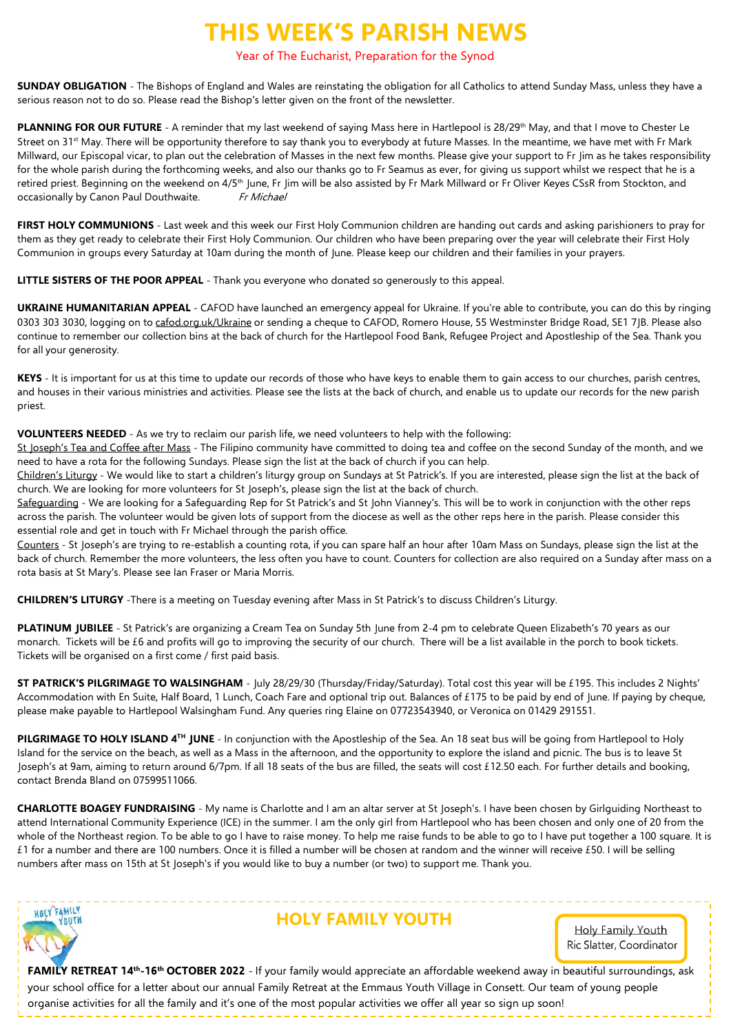# THIS WEEK'S PARISH NEWS

Year of The Eucharist, Preparation for the Synod

**SUNDAY OBLIGATION** - The Bishops of England and Wales are reinstating the obligation for all Catholics to attend Sunday Mass, unless they have a serious reason not to do so. Please read the Bishop's letter given on the front of the newsletter.

**PLANNING FOR OUR FUTURE** - A reminder that my last weekend of saying Mass here in Hartlepool is 28/29th May, and that I move to Chester Le Street on 31st May. There will be opportunity therefore to say thank you to everybody at future Masses. In the meantime, we have met with Fr Mark Millward, our Episcopal vicar, to plan out the celebration of Masses in the next few months. Please give your support to Fr Jim as he takes responsibility for the whole parish during the forthcoming weeks, and also our thanks go to Fr Seamus as ever, for giving us support whilst we respect that he is a retired priest. Beginning on the weekend on 4/5th June, Fr Jim will be also assisted by Fr Mark Millward or Fr Oliver Keyes CSsR from Stockton, and occasionally by Canon Paul Douthwaite. *Fr Michael*

**FIRST HOLY COMMUNIONS** - Last week and this week our First Holy Communion children are handing out cards and asking parishioners to pray for them as they get ready to celebrate their First Holy Communion. Our children who have been preparing over the year will celebrate their First Holy Communion in groups every Saturday at 10am during the month of June. Please keep our children and their families in your prayers.

**LITTLE SISTERS OF THE POOR APPEAL** - Thank you everyone who donated so generously to this appeal.

**UKRAINE HUMANITARIAN APPEAL** - CAFOD have launched an emergency appeal for Ukraine. If you're able to contribute, you can do this by ringing 0303 303 3030, logging on to cafod.org.uk/Ukraine or sending a cheque to CAFOD, Romero House, 55 Westminster Bridge Road, SE1 7JB. Please also continue to remember our collection bins at the back of church for the Hartlepool Food Bank, Refugee Project and Apostleship of the Sea. Thank you for all your generosity.

**KEYS** - It is important for us at this time to update our records of those who have keys to enable them to gain access to our churches, parish centres, and houses in their various ministries and activities. Please see the lists at the back of church, and enable us to update our records for the new parish priest.

**VOLUNTEERS NEEDED** - As we try to reclaim our parish life, we need volunteers to help with the following:

St Joseph's Tea and Coffee after Mass - The Filipino community have committed to doing tea and coffee on the second Sunday of the month, and we need to have a rota for the following Sundays. Please sign the list at the back of church if you can help.

Children's Liturgy - We would like to start a children's liturgy group on Sundays at St Patrick's. If you are interested, please sign the list at the back of church. We are looking for more volunteers for St Joseph's, please sign the list at the back of church.

Safeguarding - We are looking for a Safeguarding Rep for St Patrick's and St John Vianney's. This will be to work in conjunction with the other reps across the parish. The volunteer would be given lots of support from the diocese as well as the other reps here in the parish. Please consider this essential role and get in touch with Fr Michael through the parish office.

Counters - St Joseph's are trying to re-establish a counting rota, if you can spare half an hour after 10am Mass on Sundays, please sign the list at the back of church. Remember the more volunteers, the less often you have to count. Counters for collection are also required on a Sunday after mass on a rota basis at St Mary's. Please see Ian Fraser or Maria Morris.

**CHILDREN'S LITURGY** -There is a meeting on Tuesday evening after Mass in St Patrick's to discuss Children's Liturgy.

**PLATINUM JUBILEE** - St Patrick's are organizing a Cream Tea on Sunday 5th June from 2-4 pm to celebrate Queen Elizabeth's 70 years as our monarch. Tickets will be £6 and profits will go to improving the security of our church. There will be a list available in the porch to book tickets. Tickets will be organised on a first come / first paid basis.

**ST PATRICK'S PILGRIMAGE TO WALSINGHAM** - July 28/29/30 (Thursday/Friday/Saturday). Total cost this year will be £195. This includes 2 Nights' Accommodation with En Suite, Half Board, 1 Lunch, Coach Fare and optional trip out. Balances of £175 to be paid by end of June. If paying by cheque, please make payable to Hartlepool Walsingham Fund. Any queries ring Elaine on 07723543940, or Veronica on 01429 291551.

**PILGRIMAGE TO HOLY ISLAND 4TH JUNE** - In conjunction with the Apostleship of the Sea. An 18 seat bus will be going from Hartlepool to Holy Island for the service on the beach, as well as a Mass in the afternoon, and the opportunity to explore the island and picnic. The bus is to leave St Joseph's at 9am, aiming to return around 6/7pm. If all 18 seats of the bus are filled, the seats will cost £12.50 each. For further details and booking, contact Brenda Bland on 07599511066.

**CHARLOTTE BOAGEY FUNDRAISING** - My name is Charlotte and I am an altar server at St Joseph's. I have been chosen by Girlguiding Northeast to attend International Community Experience (ICE) in the summer. I am the only girl from Hartlepool who has been chosen and only one of 20 from the whole of the Northeast region. To be able to go I have to raise money. To help me raise funds to be able to go to I have put together a 100 square. It is £1 for a number and there are 100 numbers. Once it is filled a number will be chosen at random and the winner will receive £50. I will be selling numbers after mass on 15th at St Joseph's if you would like to buy a number (or two) to support me. Thank you.

## HOLY FAMILY YOUTH

Holy Family Youth
Ric Slatter, Coordinator

**FAMILY RETREAT 14th-16th OCTOBER 2022** - If your family would appreciate an affordable weekend away in beautiful surroundings, ask your school office for a letter about our annual Family Retreat at the Emmaus Youth Village in Consett. Our team of young people organise activities for all the family and it's one of the most popular activities we offer all year so sign up soon!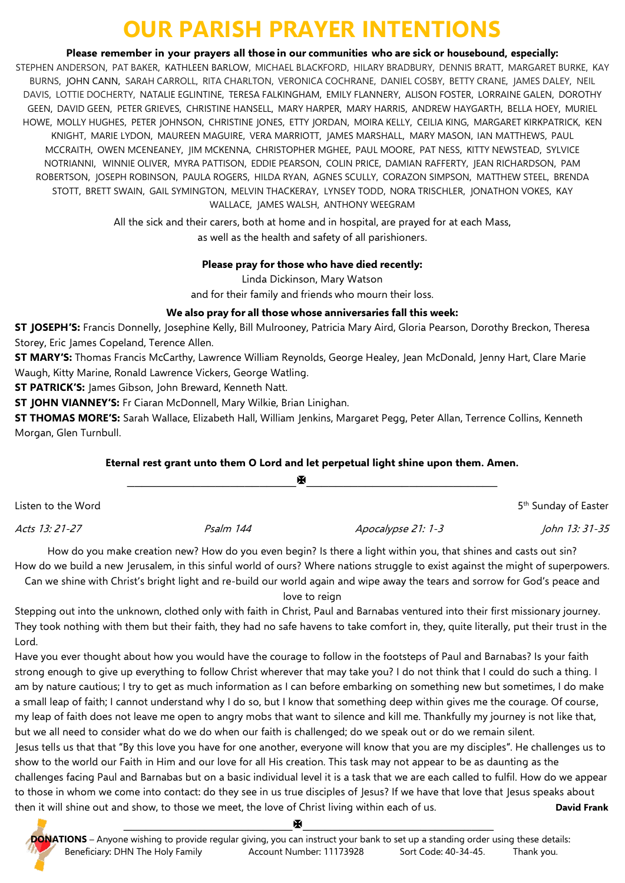# OUR PARISH PRAYER INTENTIONS

**Please remember in your prayers all those in our communities who are sick or housebound, especially:**

STEPHEN ANDERSON, PAT BAKER, KATHLEEN BARLOW, MICHAEL BLACKFORD, HILARY BRADBURY, DENNIS BRATT, MARGARET BURKE, KAY BURNS, JOHN CANN, SARAH CARROLL, RITA CHARLTON, VERONICA COCHRANE, DANIEL COSBY, BETTY CRANE, JAMES DALEY, NEIL DAVIS, LOTTIE DOCHERTY, NATALIE EGLINTINE, TERESA FALKINGHAM, EMILY FLANNERY, ALISON FOSTER, LORRAINE GALEN, DOROTHY GEEN, DAVID GEEN, PETER GRIEVES, CHRISTINE HANSELL, MARY HARPER, MARY HARRIS, ANDREW HAYGARTH, BELLA HOEY, MURIEL HOWE, MOLLY HUGHES, PETER JOHNSON, CHRISTINE JONES, ETTY JORDAN, MOIRA KELLY, CEILIA KING, MARGARET KIRKPATRICK, KEN KNIGHT, MARIE LYDON, MAUREEN MAGUIRE, VERA MARRIOTT, JAMES MARSHALL, MARY MASON, IAN MATTHEWS, PAUL MCCRAITH, OWEN MCENEANEY, JIM MCKENNA, CHRISTOPHER MGHEE, PAUL MOORE, PAT NESS, KITTY NEWSTEAD, SYLVICE NOTRIANNI, WINNIE OLIVER, MYRA PATTISON, EDDIE PEARSON, COLIN PRICE, DAMIAN RAFFERTY, JEAN RICHARDSON, PAM ROBERTSON, JOSEPH ROBINSON, PAULA ROGERS, HILDA RYAN, AGNES SCULLY, CORAZON SIMPSON, MATTHEW STEEL, BRENDA STOTT, BRETT SWAIN, GAIL SYMINGTON, MELVIN THACKERAY, LYNSEY TODD, NORA TRISCHLER, JONATHON VOKES, KAY WALLACE, JAMES WALSH, ANTHONY WEEGRAM

All the sick and their carers, both at home and in hospital, are prayed for at each Mass, as well as the health and safety of all parishioners.

**Please pray for those who have died recently:**
Linda Dickinson, Mary Watson
and for their family and friends who mourn their loss.

**We also pray for all those whose anniversaries fall this week:**

**ST JOSEPH'S:** Francis Donnelly, Josephine Kelly, Bill Mulrooney, Patricia Mary Aird, Gloria Pearson, Dorothy Breckon, Theresa Storey, Eric James Copeland, Terence Allen.

**ST MARY'S:** Thomas Francis McCarthy, Lawrence William Reynolds, George Healey, Jean McDonald, Jenny Hart, Clare Marie Waugh, Kitty Marine, Ronald Lawrence Vickers, George Watling.

**ST PATRICK'S:** James Gibson, John Breward, Kenneth Natt.

**ST JOHN VIANNEY'S:** Fr Ciaran McDonnell, Mary Wilkie, Brian Linighan.

**ST THOMAS MORE'S:** Sarah Wallace, Elizabeth Hall, William Jenkins, Margaret Pegg, Peter Allan, Terrence Collins, Kenneth Morgan, Glen Turnbull.

**Eternal rest grant unto them O Lord and let perpetual light shine upon them. Amen.**

---

Listen to the Word — 5th Sunday of Easter

*Acts 13: 21-27* — *Psalm 144* — *Apocalypse 21: 1-3* — *John 13: 31-35*

How do you make creation new? How do you even begin? Is there a light within you, that shines and casts out sin?
How do we build a new Jerusalem, in this sinful world of ours? Where nations struggle to exist against the might of superpowers.
Can we shine with Christ's bright light and re-build our world again and wipe away the tears and sorrow for God's peace and love to reign

Stepping out into the unknown, clothed only with faith in Christ, Paul and Barnabas ventured into their first missionary journey. They took nothing with them but their faith, they had no safe havens to take comfort in, they, quite literally, put their trust in the Lord.

Have you ever thought about how you would have the courage to follow in the footsteps of Paul and Barnabas? Is your faith strong enough to give up everything to follow Christ wherever that may take you? I do not think that I could do such a thing. I am by nature cautious; I try to get as much information as I can before embarking on something new but sometimes, I do make a small leap of faith; I cannot understand why I do so, but I know that something deep within gives me the courage. Of course, my leap of faith does not leave me open to angry mobs that want to silence and kill me. Thankfully my journey is not like that, but we all need to consider what do we do when our faith is challenged; do we speak out or do we remain silent.

Jesus tells us that that "By this love you have for one another, everyone will know that you are my disciples". He challenges us to show to the world our Faith in Him and our love for all His creation. This task may not appear to be as daunting as the challenges facing Paul and Barnabas but on a basic individual level it is a task that we are each called to fulfil. How do we appear to those in whom we come into contact: do they see in us true disciples of Jesus? If we have that love that Jesus speaks about then it will shine out and show, to those we meet, the love of Christ living within each of us.

**David Frank**

---

**DONATIONS** – Anyone wishing to provide regular giving, you can instruct your bank to set up a standing order using these details:
Beneficiary: DHN The Holy Family    Account Number: 11173928    Sort Code: 40-34-45.    Thank you.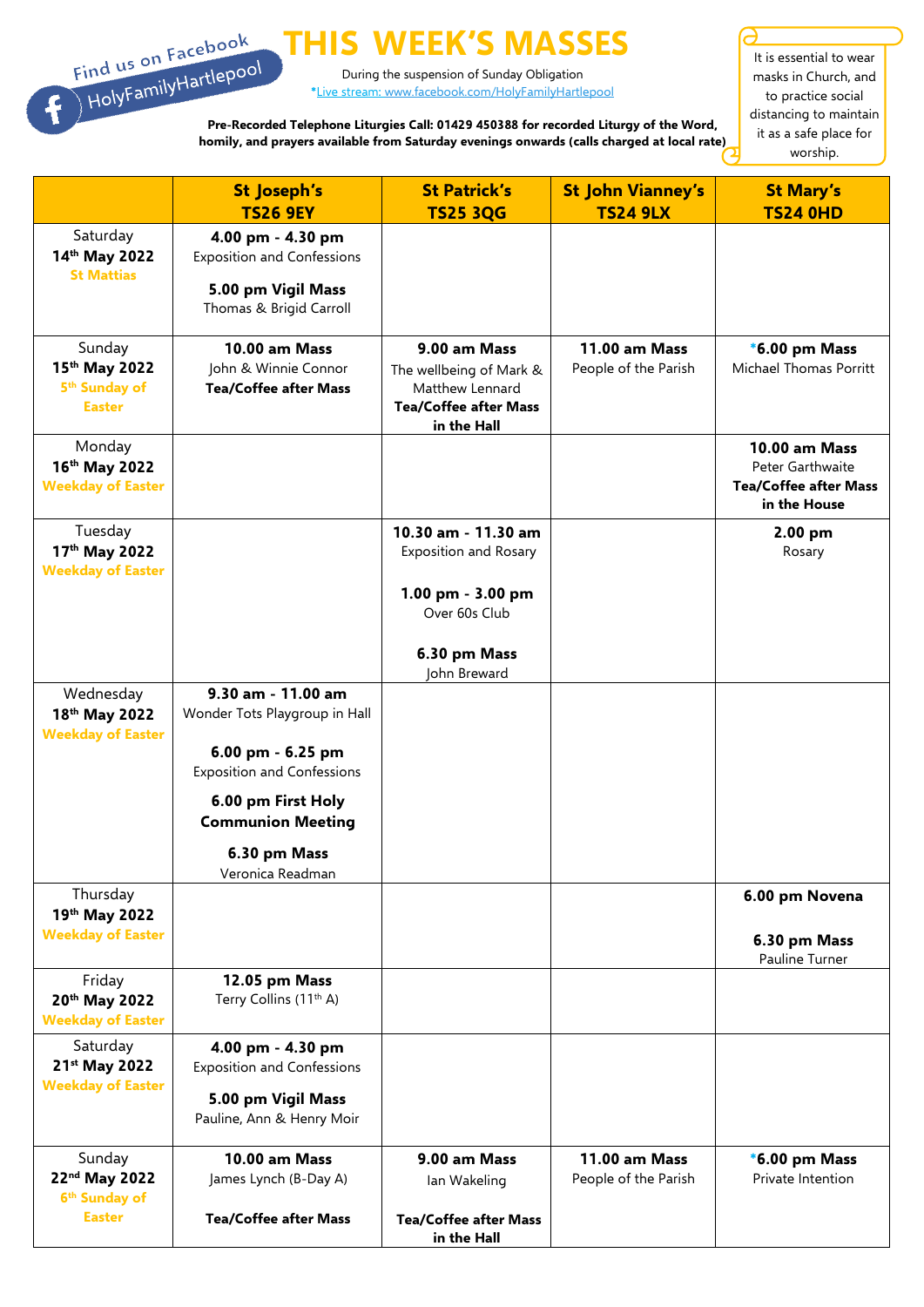Find us on Facebook
HolyFamilyHartlepool

# THIS WEEK'S MASSES

During the suspension of Sunday Obligation

*Live stream: www.facebook.com/HolyFamilyHartlepool

**Pre-Recorded Telephone Liturgies Call: 01429 450388 for recorded Liturgy of the Word, homily, and prayers available from Saturday evenings onwards (calls charged at local rate)**

It is essential to wear masks in Church, and to practice social distancing to maintain it as a safe place for worship.

| | St Joseph's TS26 9EY | St Patrick's TS25 3QG | St John Vianney's TS24 9LX | St Mary's TS24 0HD |
|---|---|---|---|---|
| Saturday **14th May 2022** **St Mattias** | **4.00 pm - 4.30 pm** Exposition and Confessions<br>**5.00 pm Vigil Mass** Thomas & Brigid Carroll | | | |
| Sunday **15th May 2022** **5th Sunday of Easter** | **10.00 am Mass** John & Winnie Connor **Tea/Coffee after Mass** | **9.00 am Mass** The wellbeing of Mark & Matthew Lennard **Tea/Coffee after Mass in the Hall** | **11.00 am Mass** People of the Parish | ***6.00 pm Mass** Michael Thomas Porritt |
| Monday **16th May 2022** **Weekday of Easter** | | | | **10.00 am Mass** Peter Garthwaite **Tea/Coffee after Mass in the House** |
| Tuesday **17th May 2022** **Weekday of Easter** | | **10.30 am - 11.30 am** Exposition and Rosary<br>**1.00 pm - 3.00 pm** Over 60s Club<br>**6.30 pm Mass** John Breward | | **2.00 pm** Rosary |
| Wednesday **18th May 2022** **Weekday of Easter** | **9.30 am - 11.00 am** Wonder Tots Playgroup in Hall<br>**6.00 pm - 6.25 pm** Exposition and Confessions<br>**6.00 pm First Holy Communion Meeting**<br>**6.30 pm Mass** Veronica Readman | | | |
| Thursday **19th May 2022** **Weekday of Easter** | | | | **6.00 pm Novena**<br>**6.30 pm Mass** Pauline Turner |
| Friday **20th May 2022** **Weekday of Easter** | **12.05 pm Mass** Terry Collins (11th A) | | | |
| Saturday **21st May 2022** **Weekday of Easter** | **4.00 pm - 4.30 pm** Exposition and Confessions<br>**5.00 pm Vigil Mass** Pauline, Ann & Henry Moir | | | |
| Sunday **22nd May 2022** **6th Sunday of Easter** | **10.00 am Mass** James Lynch (B-Day A)<br>**Tea/Coffee after Mass** | **9.00 am Mass** Ian Wakeling<br>**Tea/Coffee after Mass in the Hall** | **11.00 am Mass** People of the Parish | ***6.00 pm Mass** Private Intention |